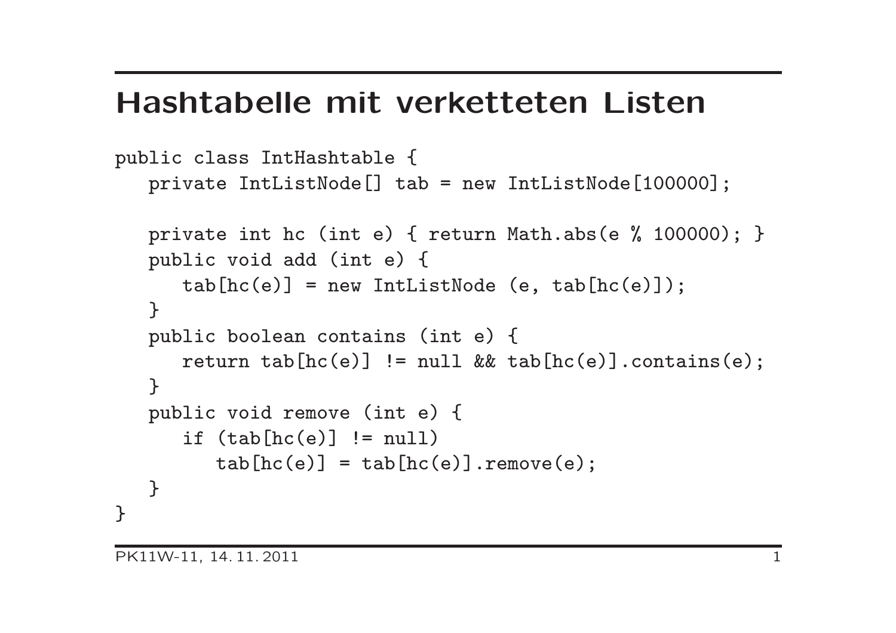# Hashtabelle mit verketteten Listen

```
public class IntHashtable {
   private IntListNode[] tab = new IntListNode[100000];

   private int hc (int e) { return Math.abs(e % 100000); }
   public void add (int e) {
      tab[hc(e)] = new IntListNode (e, tab[hc(e)]);
   }
   public boolean contains (int e) {
      return tab[hc(e)] != null && tab[hc(e)].contains(e);
   }
   public void remove (int e) {
      if (tab[hc(e)] != null)
         tab[hc(e)] = tab[hc(e)].remove(e);
   }
}
```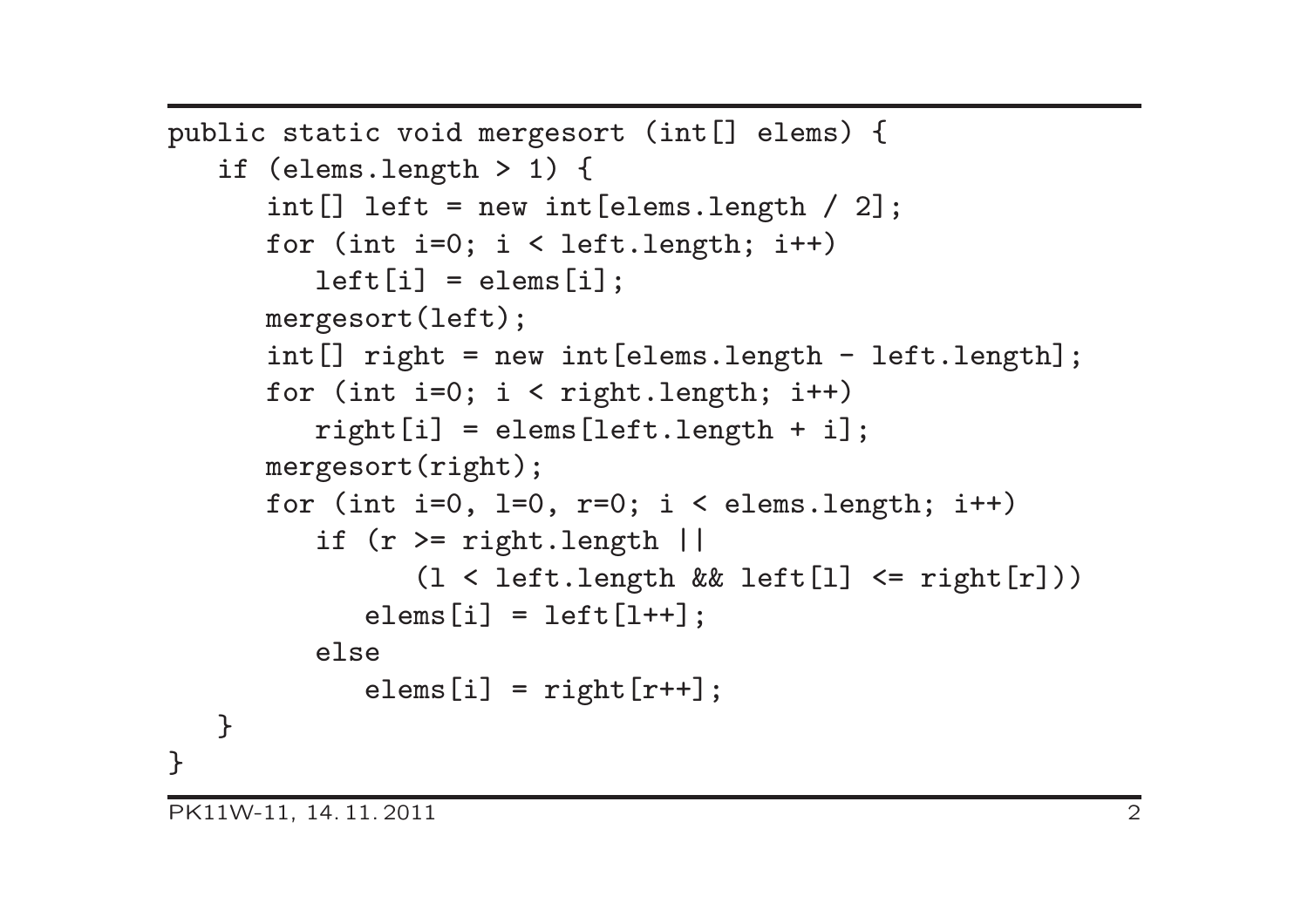```
public static void mergesort (int[] elems) {
   if (elems.length > 1) {
      int[] left = new int[elems.length / 2];
      for (int i=0; i < left.length; i++)
         left[i] = elems[i];
      mergesort(left);
      int[] right = new int[elems.length - left.length];
      for (int i=0; i < right.length; i++)
         right[i] = elems[left.length + i];
      mergesort(right);
      for (int i=0, l=0, r=0; i < elems.length; i++)
         if (r >= right.length ||
               (l < left.length && left[l] <= right[r]))
            elems[i] = left[l++];
         else
            elems[i] = right[r++];
   }
}
```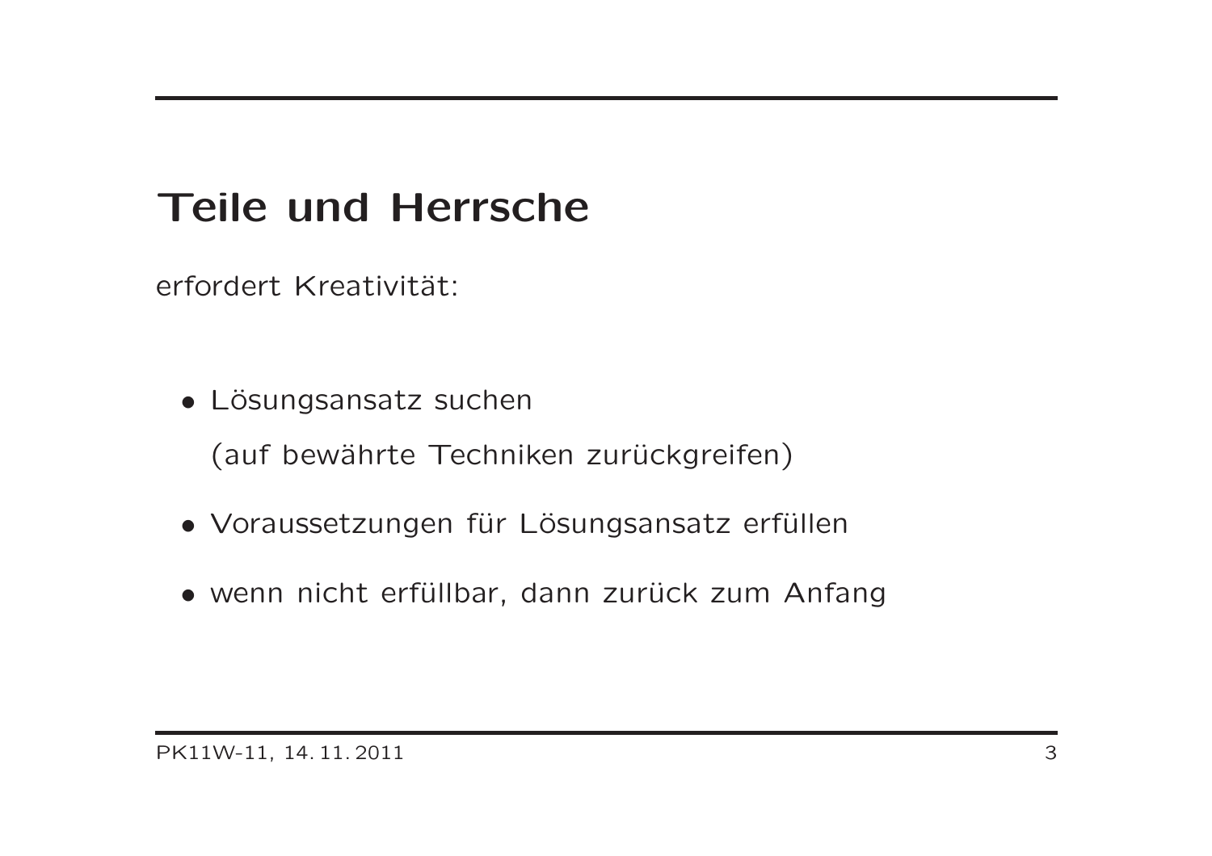## Teile und Herrsche

erfordert Kreativität:

- Lösungsansatz suchen

  (auf bewährte Techniken zurückgreifen)

- Voraussetzungen für Lösungsansatz erfüllen

- wenn nicht erfüllbar, dann zurück zum Anfang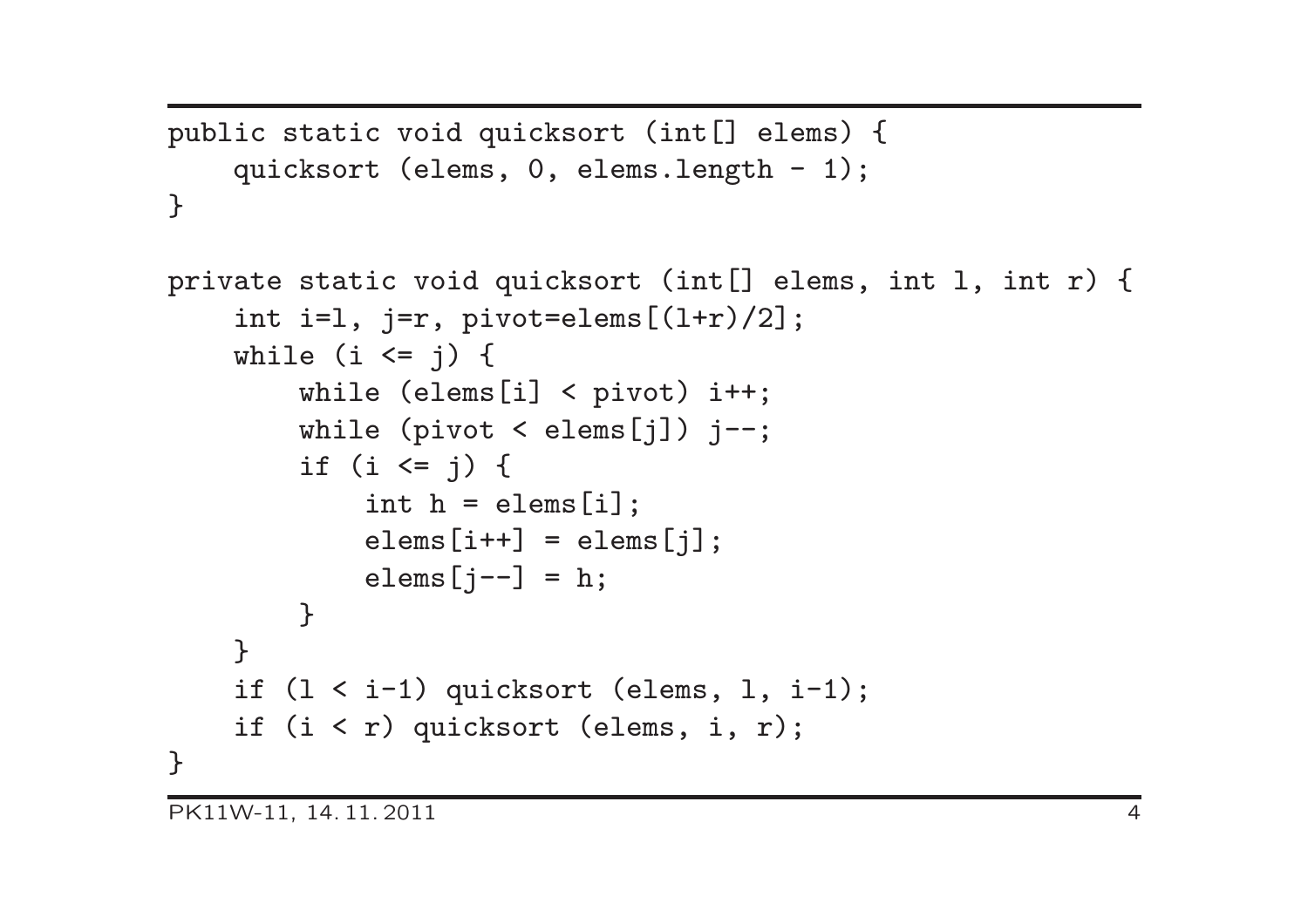```java
public static void quicksort (int[] elems) {
    quicksort (elems, 0, elems.length - 1);
}

private static void quicksort (int[] elems, int l, int r) {
    int i=l, j=r, pivot=elems[(l+r)/2];
    while (i <= j) {
        while (elems[i] < pivot) i++;
        while (pivot < elems[j]) j--;
        if (i <= j) {
            int h = elems[i];
            elems[i++] = elems[j];
            elems[j--] = h;
        }
    }
    if (l < i-1) quicksort (elems, l, i-1);
    if (i < r) quicksort (elems, i, r);
}
```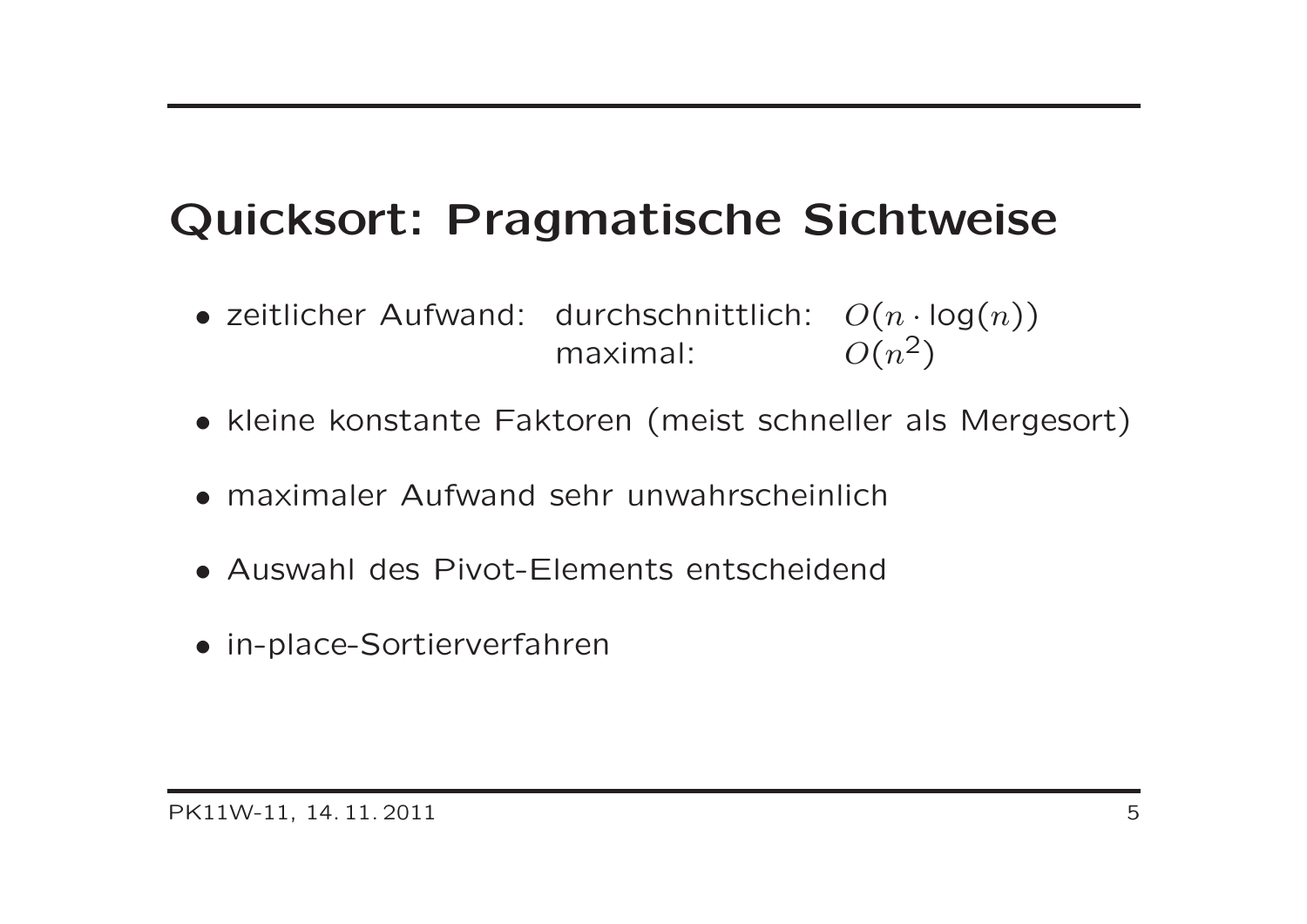# Quicksort: Pragmatische Sichtweise

- zeitlicher Aufwand: durchschnittlich: $O(n \cdot \log(n))$
  maximal: $O(n^2)$
- kleine konstante Faktoren (meist schneller als Mergesort)
- maximaler Aufwand sehr unwahrscheinlich
- Auswahl des Pivot-Elements entscheidend
- in-place-Sortierverfahren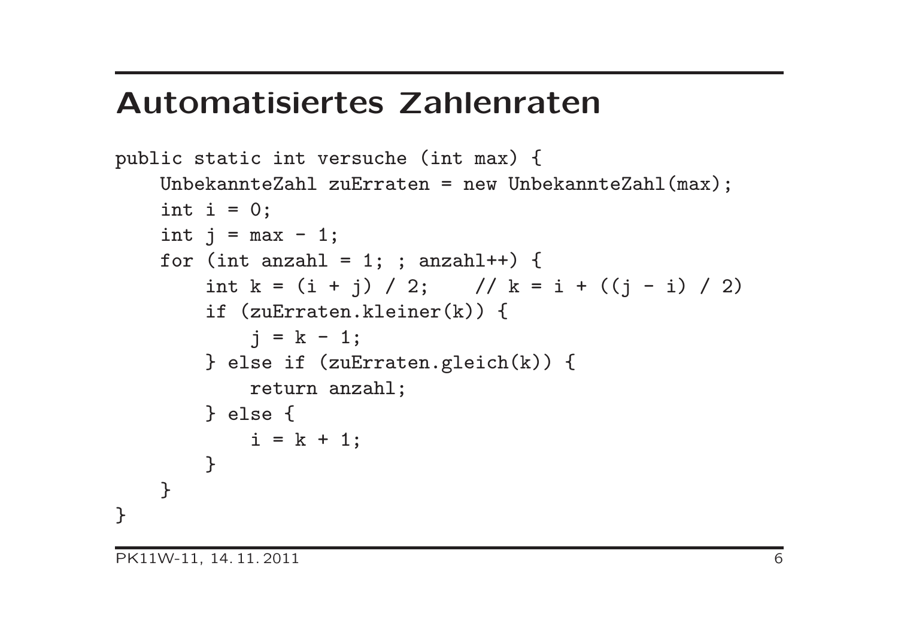# Automatisiertes Zahlenraten

```
public static int versuche (int max) {
    UnbekannteZahl zuErraten = new UnbekannteZahl(max);
    int i = 0;
    int j = max - 1;
    for (int anzahl = 1; ; anzahl++) {
        int k = (i + j) / 2;    // k = i + ((j - i) / 2)
        if (zuErraten.kleiner(k)) {
            j = k - 1;
        } else if (zuErraten.gleich(k)) {
            return anzahl;
        } else {
            i = k + 1;
        }
    }
}
```

PK11W-11, 14. 11. 2011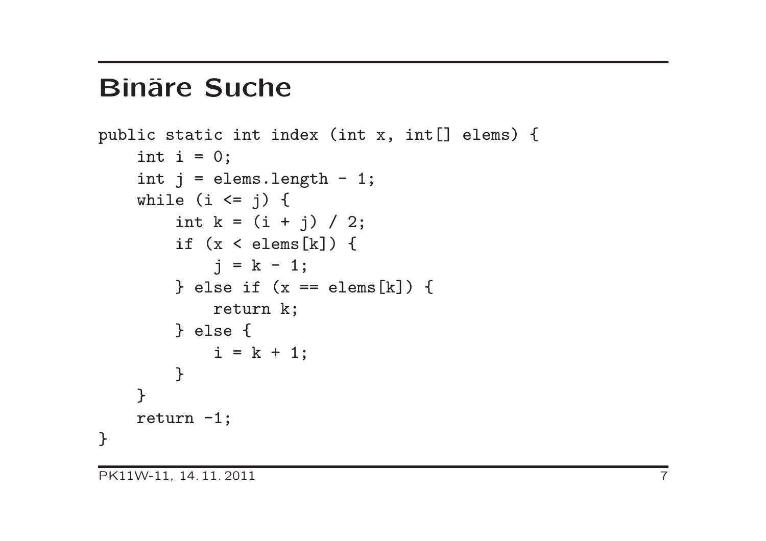# Binäre Suche

```
public static int index (int x, int[] elems) {
    int i = 0;
    int j = elems.length - 1;
    while (i <= j) {
        int k = (i + j) / 2;
        if (x < elems[k]) {
            j = k - 1;
        } else if (x == elems[k]) {
            return k;
        } else {
            i = k + 1;
        }
    }
    return -1;
}
```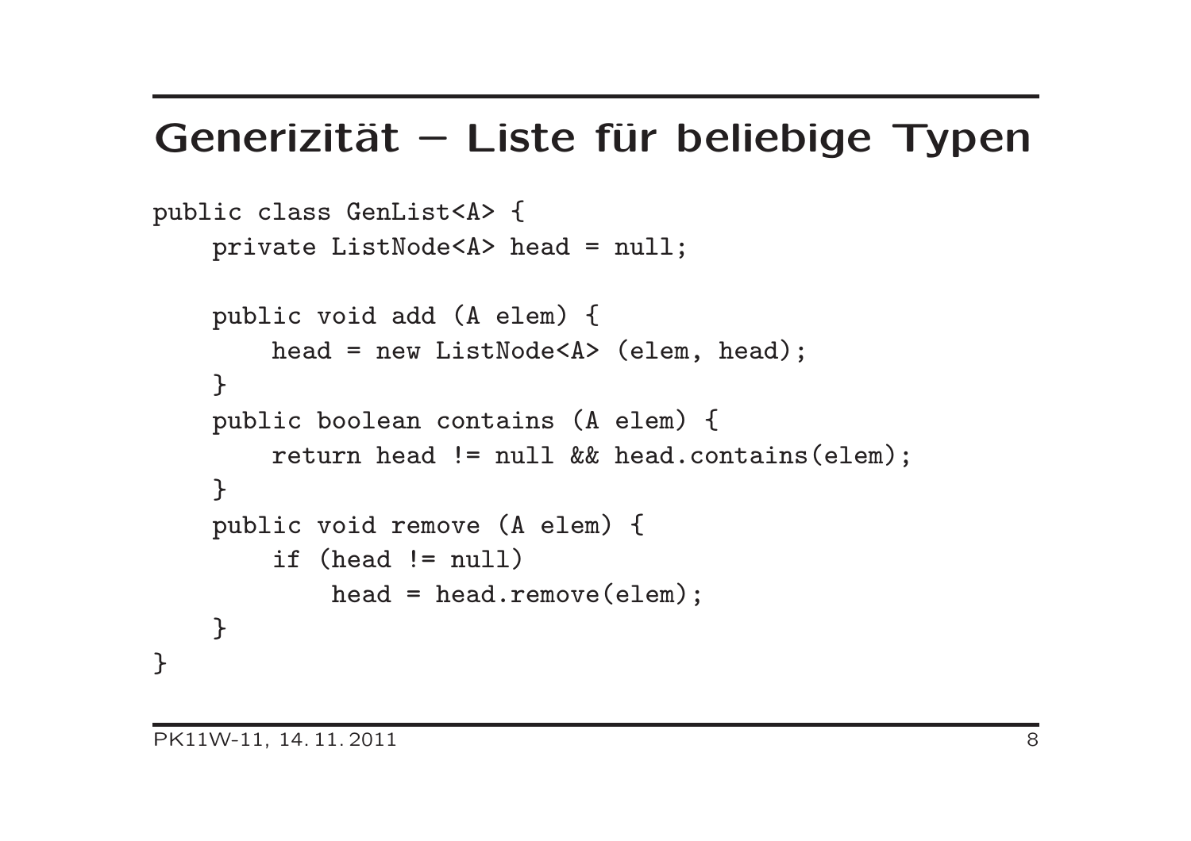# Generizität – Liste für beliebige Typen

```
public class GenList<A> {
    private ListNode<A> head = null;

    public void add (A elem) {
        head = new ListNode<A> (elem, head);
    }
    public boolean contains (A elem) {
        return head != null && head.contains(elem);
    }
    public void remove (A elem) {
        if (head != null)
            head = head.remove(elem);
    }
}
```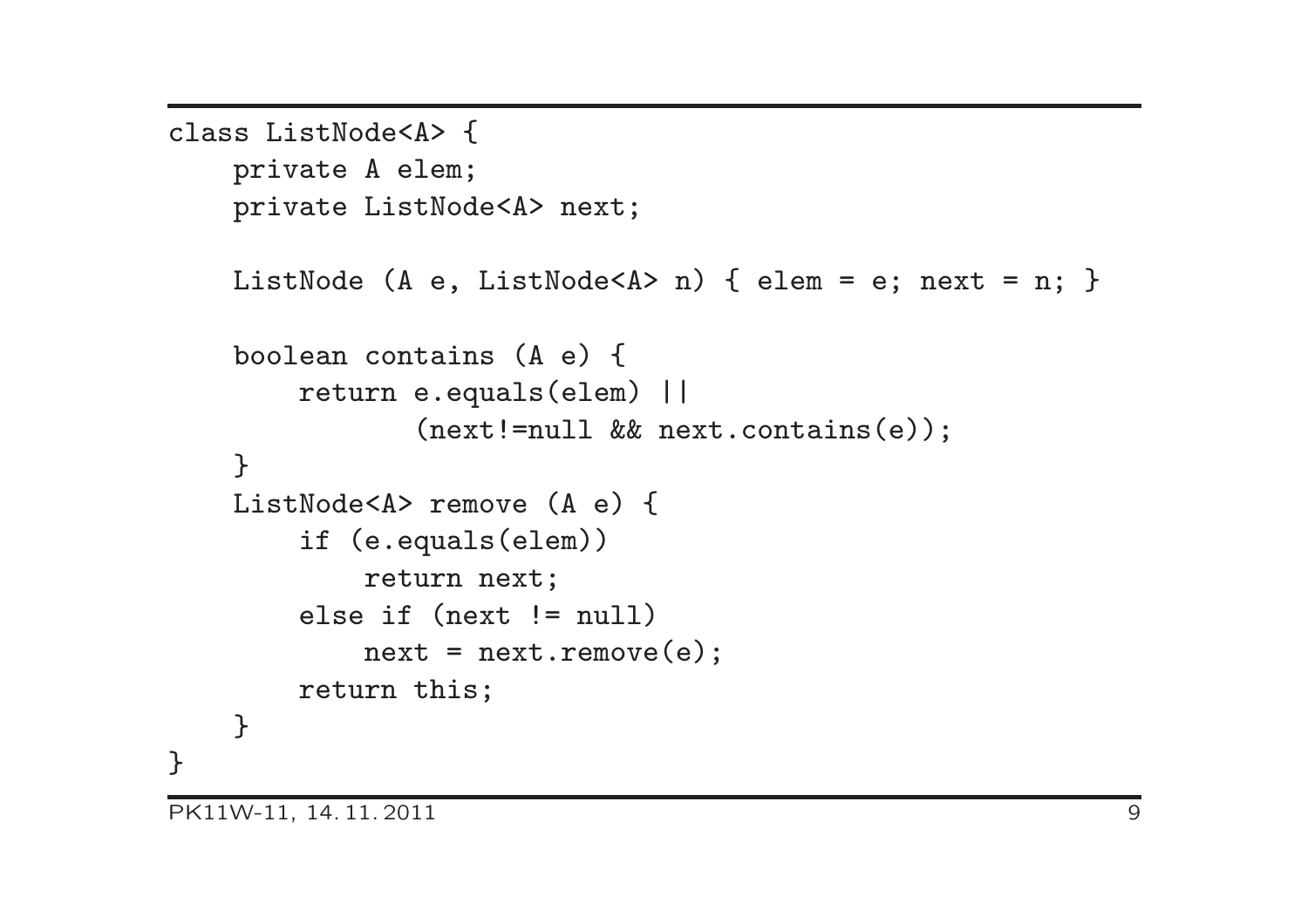```
class ListNode<A> {
    private A elem;
    private ListNode<A> next;

    ListNode (A e, ListNode<A> n) { elem = e; next = n; }

    boolean contains (A e) {
        return e.equals(elem) ||
               (next!=null && next.contains(e));
    }
    ListNode<A> remove (A e) {
        if (e.equals(elem))
            return next;
        else if (next != null)
            next = next.remove(e);
        return this;
    }
}
```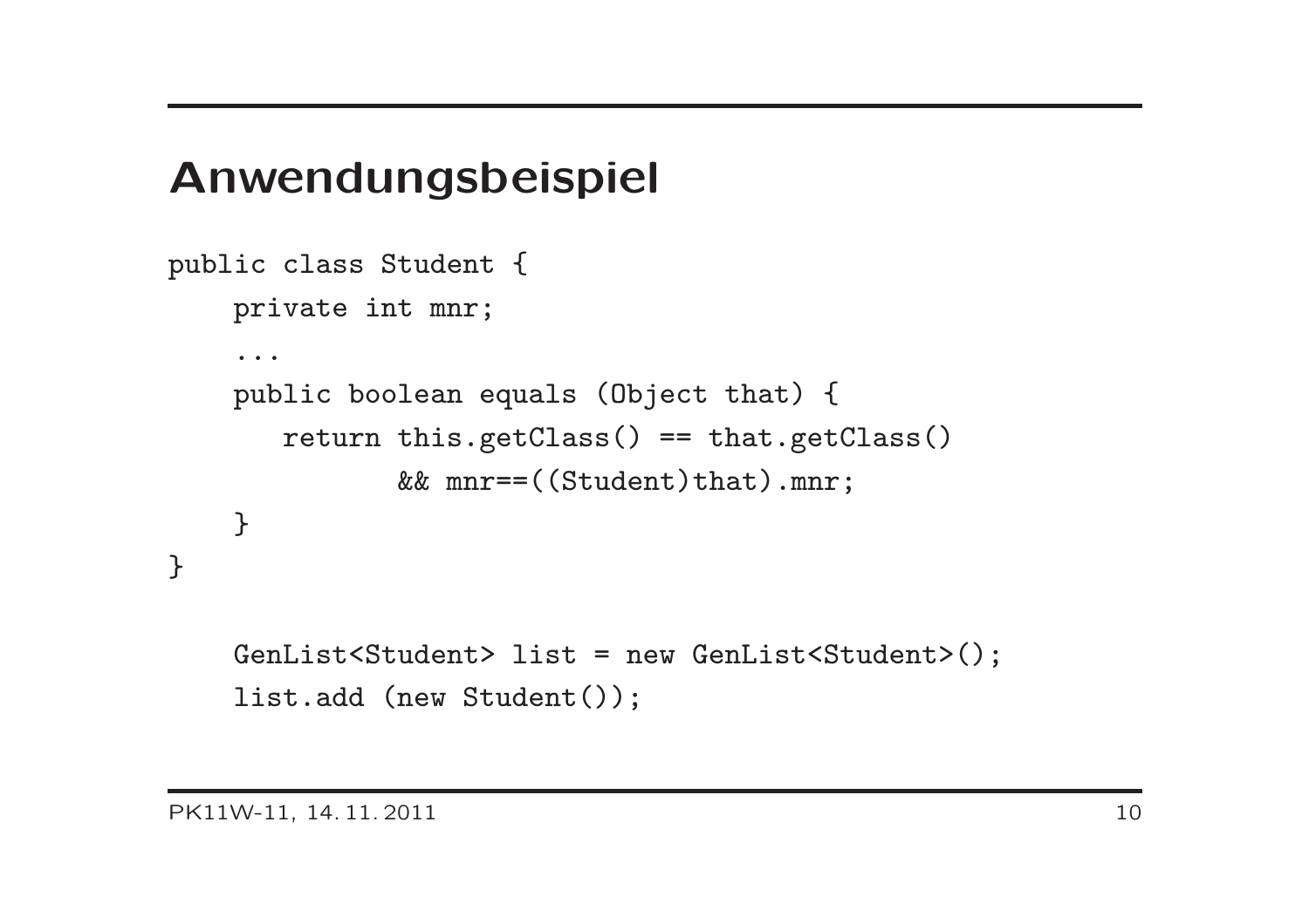# Anwendungsbeispiel

```
public class Student {
    private int mnr;
    ...
    public boolean equals (Object that) {
       return this.getClass() == that.getClass()
              && mnr==((Student)that).mnr;
    }
}

    GenList<Student> list = new GenList<Student>();
    list.add (new Student());
```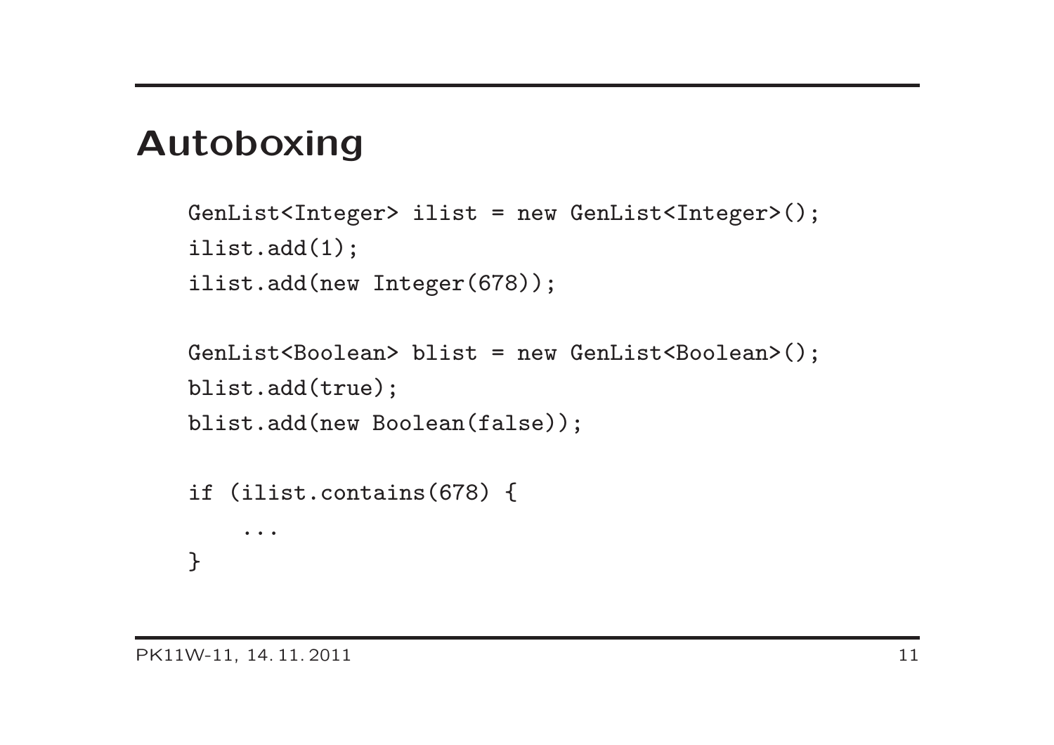# Autoboxing

```
GenList<Integer> ilist = new GenList<Integer>();
ilist.add(1);
ilist.add(new Integer(678));

GenList<Boolean> blist = new GenList<Boolean>();
blist.add(true);
blist.add(new Boolean(false));

if (ilist.contains(678) {
    ...
}
```